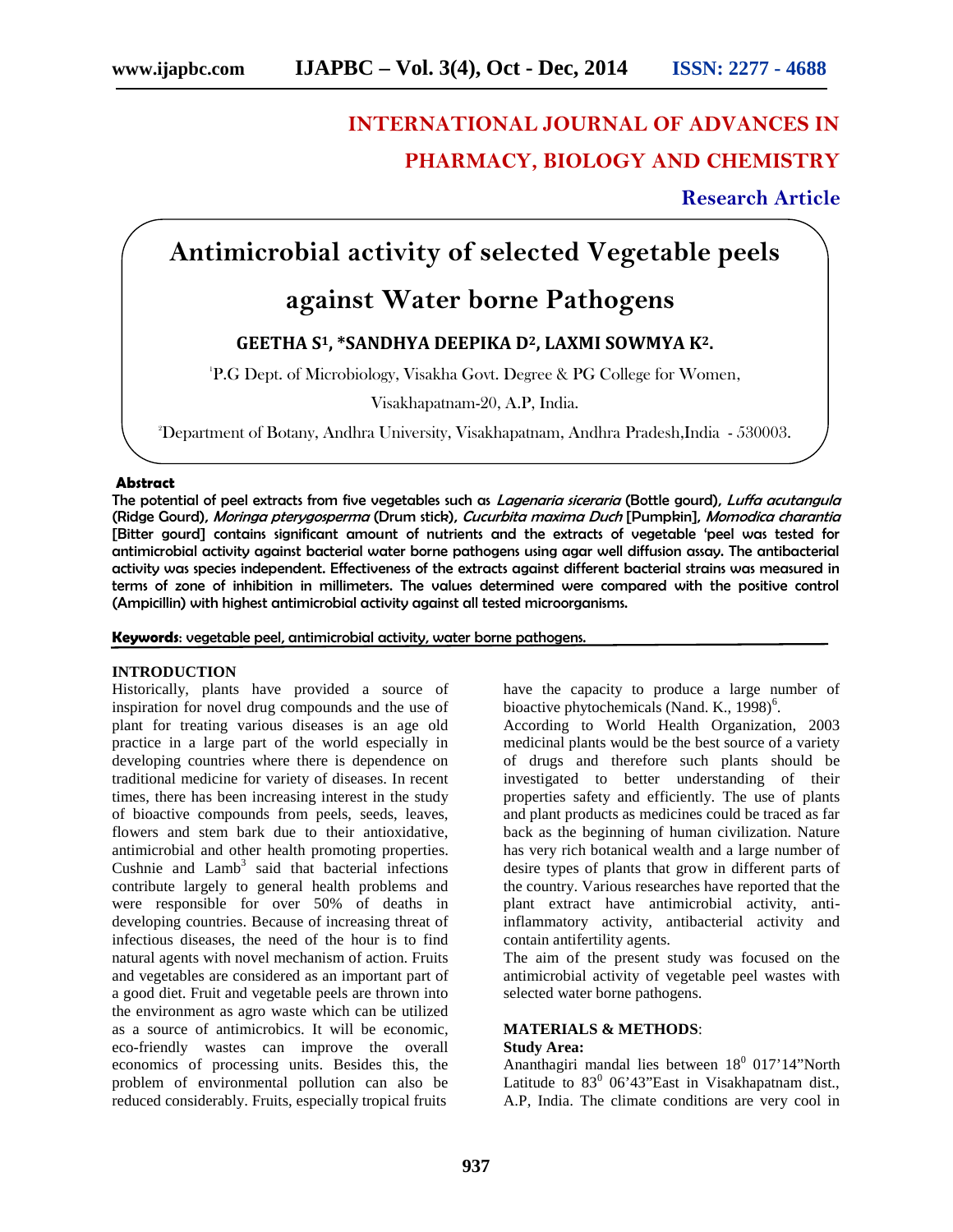# INTERNATIONAL JOURNAL OF ADVANCES IN PHARMACY, BIOLOGY AND CHEMISTRY

**Research Article**

# Antimicrobial activity of selected Vegetable peels against Water borne Pathogens

**GEETHA S[1], *SANDHYA DEEPIKA D[2], LAXMI SOWMYA K[2].**

[1]P.G Dept. of Microbiology, Visakha Govt. Degree & PG College for Women, Visakhapatnam-20, A.P, India.

[2]Department of Botany, Andhra University, Visakhapatnam, Andhra Pradesh,India - 530003.

**Abstract**

**The potential of peel extracts from five vegetables such as *Lagenaria siceraria* (Bottle gourd), *Luffa acutangula* (Ridge Gourd), *Moringa pterygosperma* (Drum stick), *Cucurbita maxima Duch* [Pumpkin], *Momodica charantia* [Bitter gourd] contains significant amount of nutrients and the extracts of vegetable 'peel was tested for antimicrobial activity against bacterial water borne pathogens using agar well diffusion assay. The antibacterial activity was species independent. Effectiveness of the extracts against different bacterial strains was measured in terms of zone of inhibition in millimeters. The values determined were compared with the positive control (Ampicillin) with highest antimicrobial activity against all tested microorganisms.**

**Keywords**: vegetable peel, antimicrobial activity, water borne pathogens.

## INTRODUCTION

Historically, plants have provided a source of inspiration for novel drug compounds and the use of plant for treating various diseases is an age old practice in a large part of the world especially in developing countries where there is dependence on traditional medicine for variety of diseases. In recent times, there has been increasing interest in the study of bioactive compounds from peels, seeds, leaves, flowers and stem bark due to their antioxidative, antimicrobial and other health promoting properties. Cushnie and Lamb[3] said that bacterial infections contribute largely to general health problems and were responsible for over 50% of deaths in developing countries. Because of increasing threat of infectious diseases, the need of the hour is to find natural agents with novel mechanism of action. Fruits and vegetables are considered as an important part of a good diet. Fruit and vegetable peels are thrown into the environment as agro waste which can be utilized as a source of antimicrobics. It will be economic, eco-friendly wastes can improve the overall economics of processing units. Besides this, the problem of environmental pollution can also be reduced considerably. Fruits, especially tropical fruits have the capacity to produce a large number of bioactive phytochemicals (Nand. K., 1998)[6].

According to World Health Organization, 2003 medicinal plants would be the best source of a variety of drugs and therefore such plants should be investigated to better understanding of their properties safety and efficiently. The use of plants and plant products as medicines could be traced as far back as the beginning of human civilization. Nature has very rich botanical wealth and a large number of desire types of plants that grow in different parts of the country. Various researches have reported that the plant extract have antimicrobial activity, anti-inflammatory activity, antibacterial activity and contain antifertility agents.

The aim of the present study was focused on the antimicrobial activity of vegetable peel wastes with selected water borne pathogens.

## MATERIALS & METHODS:

### Study Area:

Ananthagiri mandal lies between $18^0$ 017'14"North Latitude to $83^0$ 06'43"East in Visakhapatnam dist., A.P, India. The climate conditions are very cool in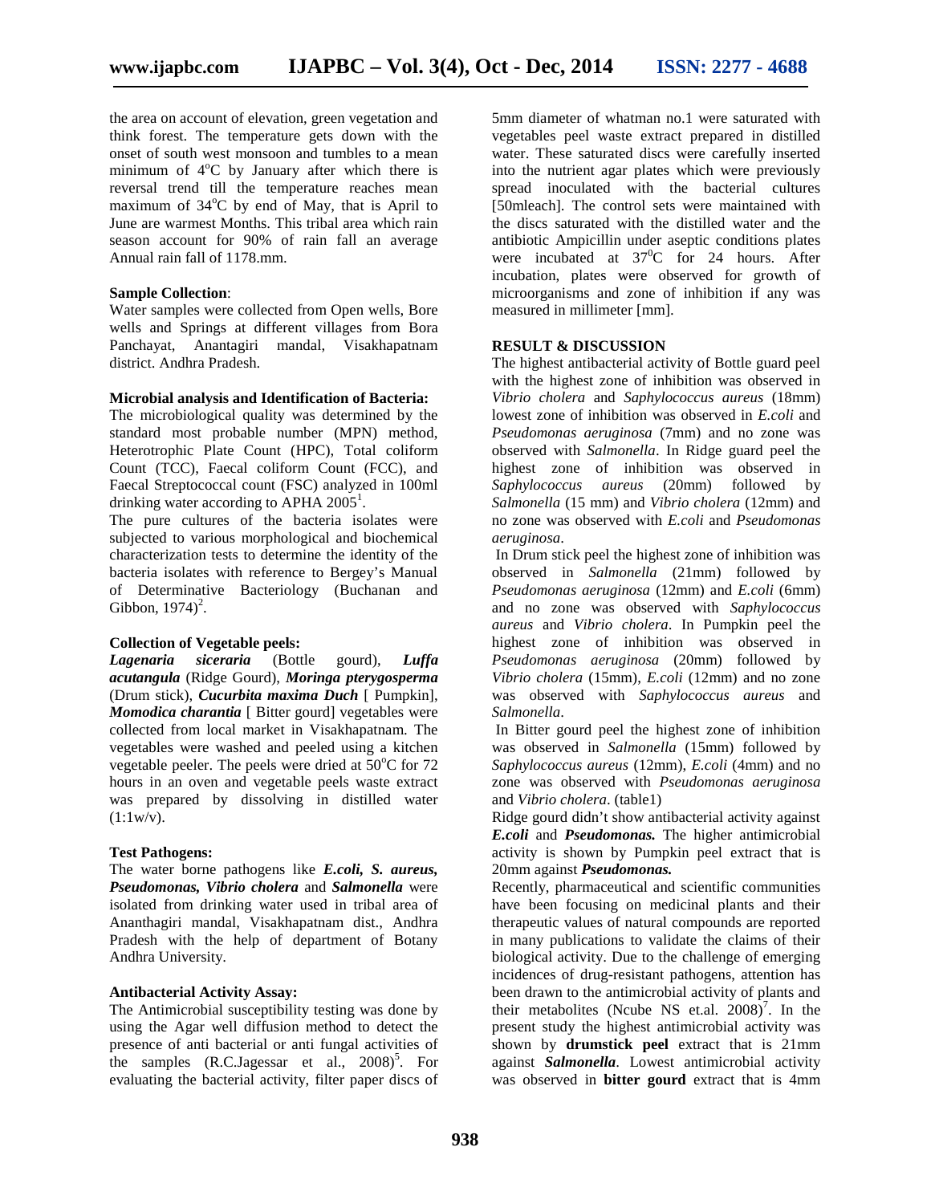the area on account of elevation, green vegetation and think forest. The temperature gets down with the onset of south west monsoon and tumbles to a mean minimum of 4°C by January after which there is reversal trend till the temperature reaches mean maximum of 34°C by end of May, that is April to June are warmest Months. This tribal area which rain season account for 90% of rain fall an average Annual rain fall of 1178.mm.

**Sample Collection**:
Water samples were collected from Open wells, Bore wells and Springs at different villages from Bora Panchayat, Anantagiri mandal, Visakhapatnam district. Andhra Pradesh.

**Microbial analysis and Identification of Bacteria:**
The microbiological quality was determined by the standard most probable number (MPN) method, Heterotrophic Plate Count (HPC), Total coliform Count (TCC), Faecal coliform Count (FCC), and Faecal Streptococcal count (FSC) analyzed in 100ml drinking water according to APHA 2005[1].

The pure cultures of the bacteria isolates were subjected to various morphological and biochemical characterization tests to determine the identity of the bacteria isolates with reference to Bergey's Manual of Determinative Bacteriology (Buchanan and Gibbon, 1974)[2].

**Collection of Vegetable peels:**
***Lagenaria siceraria*** (Bottle gourd), ***Luffa acutangula*** (Ridge Gourd), ***Moringa pterygosperma*** (Drum stick), ***Cucurbita maxima Duch*** [ Pumpkin], ***Momodica charantia*** [ Bitter gourd] vegetables were collected from local market in Visakhapatnam. The vegetables were washed and peeled using a kitchen vegetable peeler. The peels were dried at 50°C for 72 hours in an oven and vegetable peels waste extract was prepared by dissolving in distilled water (1:1w/v).

**Test Pathogens:**
The water borne pathogens like ***E.coli, S. aureus, Pseudomonas, Vibrio cholera*** and ***Salmonella*** were isolated from drinking water used in tribal area of Ananthagiri mandal, Visakhapatnam dist., Andhra Pradesh with the help of department of Botany Andhra University.

**Antibacterial Activity Assay:**
The Antimicrobial susceptibility testing was done by using the Agar well diffusion method to detect the presence of anti bacterial or anti fungal activities of the samples (R.C.Jagessar et al., 2008)[5]. For evaluating the bacterial activity, filter paper discs of 5mm diameter of whatman no.1 were saturated with vegetables peel waste extract prepared in distilled water. These saturated discs were carefully inserted into the nutrient agar plates which were previously spread inoculated with the bacterial cultures [50mleach]. The control sets were maintained with the discs saturated with the distilled water and the antibiotic Ampicillin under aseptic conditions plates were incubated at 37°C for 24 hours. After incubation, plates were observed for growth of microorganisms and zone of inhibition if any was measured in millimeter [mm].

**RESULT & DISCUSSION**
The highest antibacterial activity of Bottle guard peel with the highest zone of inhibition was observed in *Vibrio cholera* and *Saphylococcus aureus* (18mm) lowest zone of inhibition was observed in *E.coli* and *Pseudomonas aeruginosa* (7mm) and no zone was observed with *Salmonella*. In Ridge guard peel the highest zone of inhibition was observed in *Saphylococcus aureus* (20mm) followed by *Salmonella* (15 mm) and *Vibrio cholera* (12mm) and no zone was observed with *E.coli* and *Pseudomonas aeruginosa*.

In Drum stick peel the highest zone of inhibition was observed in *Salmonella* (21mm) followed by *Pseudomonas aeruginosa* (12mm) and *E.coli* (6mm) and no zone was observed with *Saphylococcus aureus* and *Vibrio cholera*. In Pumpkin peel the highest zone of inhibition was observed in *Pseudomonas aeruginosa* (20mm) followed by *Vibrio cholera* (15mm), *E.coli* (12mm) and no zone was observed with *Saphylococcus aureus* and *Salmonella*.

In Bitter gourd peel the highest zone of inhibition was observed in *Salmonella* (15mm) followed by *Saphylococcus aureus* (12mm), *E.coli* (4mm) and no zone was observed with *Pseudomonas aeruginosa* and *Vibrio cholera*. (table1)

Ridge gourd didn't show antibacterial activity against ***E.coli*** and ***Pseudomonas.*** The higher antimicrobial activity is shown by Pumpkin peel extract that is 20mm against ***Pseudomonas.***

Recently, pharmaceutical and scientific communities have been focusing on medicinal plants and their therapeutic values of natural compounds are reported in many publications to validate the claims of their biological activity. Due to the challenge of emerging incidences of drug-resistant pathogens, attention has been drawn to the antimicrobial activity of plants and their metabolites (Ncube NS et.al. 2008)[7]. In the present study the highest antimicrobial activity was shown by **drumstick peel** extract that is 21mm against ***Salmonella***. Lowest antimicrobial activity was observed in **bitter gourd** extract that is 4mm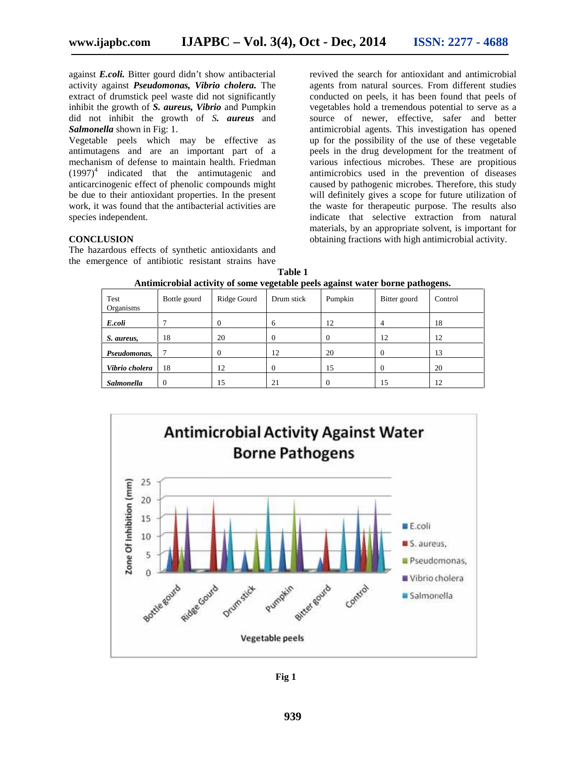against ***E.coli.*** Bitter gourd didn't show antibacterial activity against ***Pseudomonas, Vibrio cholera.*** The extract of drumstick peel waste did not significantly inhibit the growth of ***S. aureus, Vibrio*** and Pumpkin did not inhibit the growth of ***S. aureus*** and ***Salmonella*** shown in Fig: 1.

Vegetable peels which may be effective as antimutagens and are an important part of a mechanism of defense to maintain health. Friedman (1997)[4] indicated that the antimutagenic and anticarcinogenic effect of phenolic compounds might be due to their antioxidant properties. In the present work, it was found that the antibacterial activities are species independent.

## CONCLUSION

The hazardous effects of synthetic antioxidants and the emergence of antibiotic resistant strains have revived the search for antioxidant and antimicrobial agents from natural sources. From different studies conducted on peels, it has been found that peels of vegetables hold a tremendous potential to serve as a source of newer, effective, safer and better antimicrobial agents. This investigation has opened up for the possibility of the use of these vegetable peels in the drug development for the treatment of various infectious microbes. These are propitious antimicrobics used in the prevention of diseases caused by pathogenic microbes. Therefore, this study will definitely gives a scope for future utilization of the waste for therapeutic purpose. The results also indicate that selective extraction from natural materials, by an appropriate solvent, is important for obtaining fractions with high antimicrobial activity.

**Table 1**
**Antimicrobial activity of some vegetable peels against water borne pathogens.**

| Test Organisms | Bottle gourd | Ridge Gourd | Drum stick | Pumpkin | Bitter gourd | Control |
|---|---|---|---|---|---|---|
| ***E.coli*** | 7 | 0 | 6 | 12 | 4 | 18 |
| ***S. aureus,*** | 18 | 20 | 0 | 0 | 12 | 12 |
| ***Pseudomonas,*** | 7 | 0 | 12 | 20 | 0 | 13 |
| ***Vibrio cholera*** | 18 | 12 | 0 | 15 | 0 | 20 |
| ***Salmonella*** | 0 | 15 | 21 | 0 | 15 | 12 |

Antimicrobial Activity Against Water Borne Pathogens

Zone Of Inhibition (mm)

25
20
15
10
5
0

Bottle gourd
Ridge Gourd
Drum stick
Pumpkin
Bitter gourd
Control

Vegetable peels

E.coli
S. aureus,
Pseudomonas,
Vibrio cholera
Salmonella

**Fig 1**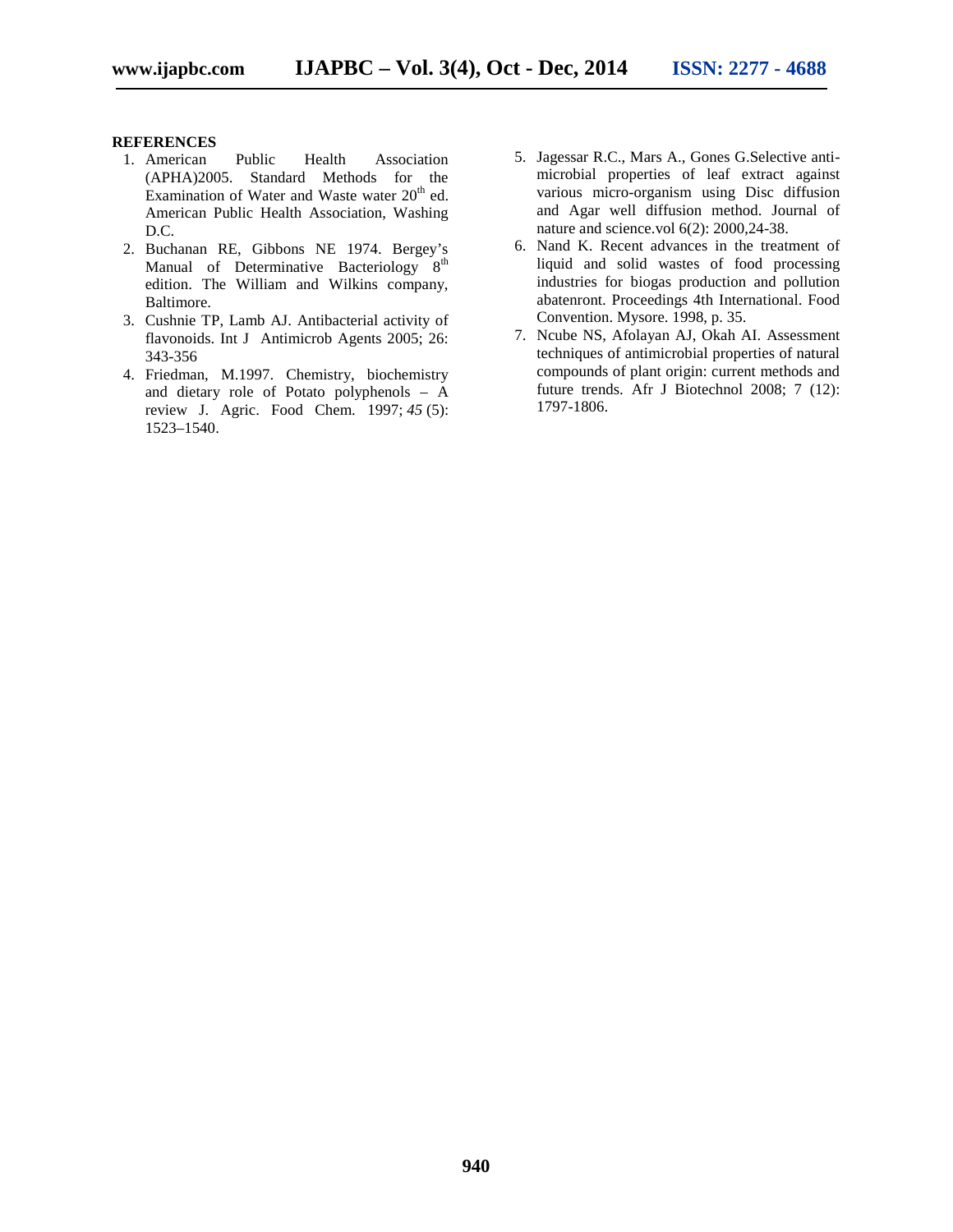**REFERENCES**

1. American Public Health Association (APHA)2005. Standard Methods for the Examination of Water and Waste water 20th ed. American Public Health Association, Washing D.C.
2. Buchanan RE, Gibbons NE 1974. Bergey's Manual of Determinative Bacteriology 8th edition. The William and Wilkins company, Baltimore.
3. Cushnie TP, Lamb AJ. Antibacterial activity of flavonoids. Int J Antimicrob Agents 2005; 26: 343-356
4. Friedman, M.1997. Chemistry, biochemistry and dietary role of Potato polyphenols – A review J. Agric. Food Chem. 1997; *45* (5): 1523–1540.
5. Jagessar R.C., Mars A., Gones G.Selective anti-microbial properties of leaf extract against various micro-organism using Disc diffusion and Agar well diffusion method. Journal of nature and science.vol 6(2): 2000,24-38.
6. Nand K. Recent advances in the treatment of liquid and solid wastes of food processing industries for biogas production and pollution abatenront. Proceedings 4th International. Food Convention. Mysore. 1998, p. 35.
7. Ncube NS, Afolayan AJ, Okah AI. Assessment techniques of antimicrobial properties of natural compounds of plant origin: current methods and future trends. Afr J Biotechnol 2008; 7 (12): 1797-1806.